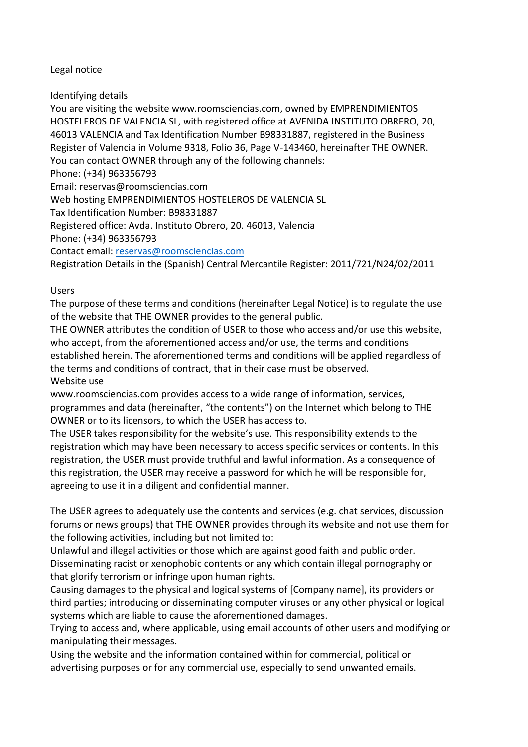# Legal notice

## Identifying details

You are visiting the website www.roomsciencias.com, owned by EMPRENDIMIENTOS HOSTELEROS DE VALENCIA SL, with registered office at AVENIDA INSTITUTO OBRERO, 20, 46013 VALENCIA and Tax Identification Number B98331887, registered in the Business Register of Valencia in Volume 9318, Folio 36, Page V-143460, hereinafter THE OWNER.
You can contact OWNER through any of the following channels:
Phone: (+34) 963356793
Email: reservas@roomsciencias.com
Web hosting EMPRENDIMIENTOS HOSTELEROS DE VALENCIA SL
Tax Identification Number: B98331887
Registered office: Avda. Instituto Obrero, 20. 46013, Valencia
Phone: (+34) 963356793
Contact email: reservas@roomsciencias.com
Registration Details in the (Spanish) Central Mercantile Register: 2011/721/N24/02/2011

## Users

The purpose of these terms and conditions (hereinafter Legal Notice) is to regulate the use of the website that THE OWNER provides to the general public.
THE OWNER attributes the condition of USER to those who access and/or use this website, who accept, from the aforementioned access and/or use, the terms and conditions established herein. The aforementioned terms and conditions will be applied regardless of the terms and conditions of contract, that in their case must be observed.

## Website use

www.roomsciencias.com provides access to a wide range of information, services, programmes and data (hereinafter, "the contents") on the Internet which belong to THE OWNER or to its licensors, to which the USER has access to.
The USER takes responsibility for the website's use. This responsibility extends to the registration which may have been necessary to access specific services or contents. In this registration, the USER must provide truthful and lawful information. As a consequence of this registration, the USER may receive a password for which he will be responsible for, agreeing to use it in a diligent and confidential manner.

The USER agrees to adequately use the contents and services (e.g. chat services, discussion forums or news groups) that THE OWNER provides through its website and not use them for the following activities, including but not limited to:
Unlawful and illegal activities or those which are against good faith and public order.
Disseminating racist or xenophobic contents or any which contain illegal pornography or that glorify terrorism or infringe upon human rights.
Causing damages to the physical and logical systems of [Company name], its providers or third parties; introducing or disseminating computer viruses or any other physical or logical systems which are liable to cause the aforementioned damages.
Trying to access and, where applicable, using email accounts of other users and modifying or manipulating their messages.
Using the website and the information contained within for commercial, political or advertising purposes or for any commercial use, especially to send unwanted emails.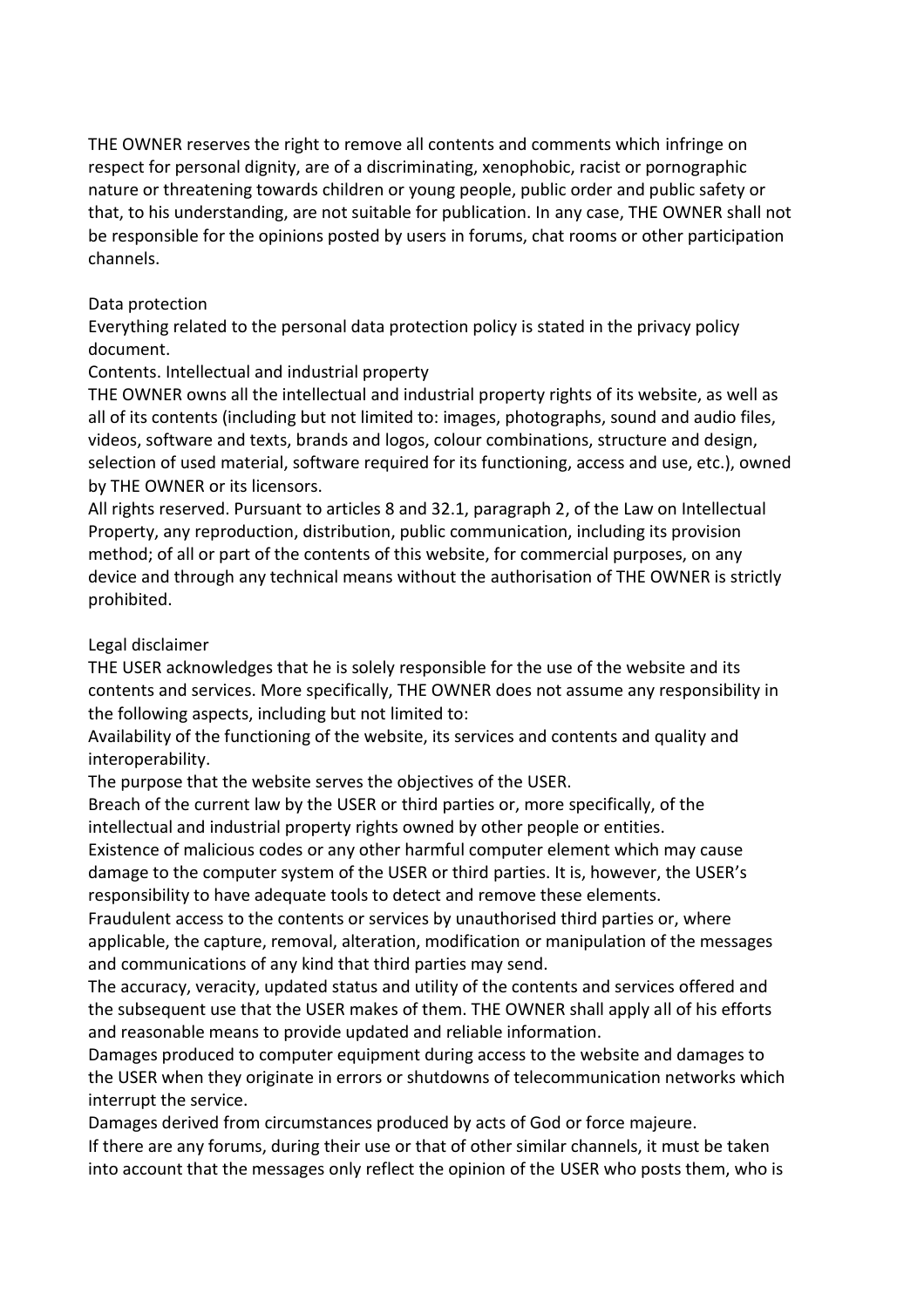THE OWNER reserves the right to remove all contents and comments which infringe on respect for personal dignity, are of a discriminating, xenophobic, racist or pornographic nature or threatening towards children or young people, public order and public safety or that, to his understanding, are not suitable for publication. In any case, THE OWNER shall not be responsible for the opinions posted by users in forums, chat rooms or other participation channels.

## Data protection

Everything related to the personal data protection policy is stated in the privacy policy document.

## Contents. Intellectual and industrial property

THE OWNER owns all the intellectual and industrial property rights of its website, as well as all of its contents (including but not limited to: images, photographs, sound and audio files, videos, software and texts, brands and logos, colour combinations, structure and design, selection of used material, software required for its functioning, access and use, etc.), owned by THE OWNER or its licensors.

All rights reserved. Pursuant to articles 8 and 32.1, paragraph 2, of the Law on Intellectual Property, any reproduction, distribution, public communication, including its provision method; of all or part of the contents of this website, for commercial purposes, on any device and through any technical means without the authorisation of THE OWNER is strictly prohibited.

## Legal disclaimer

THE USER acknowledges that he is solely responsible for the use of the website and its contents and services. More specifically, THE OWNER does not assume any responsibility in the following aspects, including but not limited to:

Availability of the functioning of the website, its services and contents and quality and interoperability.

The purpose that the website serves the objectives of the USER.

Breach of the current law by the USER or third parties or, more specifically, of the intellectual and industrial property rights owned by other people or entities.

Existence of malicious codes or any other harmful computer element which may cause damage to the computer system of the USER or third parties. It is, however, the USER's responsibility to have adequate tools to detect and remove these elements.

Fraudulent access to the contents or services by unauthorised third parties or, where applicable, the capture, removal, alteration, modification or manipulation of the messages and communications of any kind that third parties may send.

The accuracy, veracity, updated status and utility of the contents and services offered and the subsequent use that the USER makes of them. THE OWNER shall apply all of his efforts and reasonable means to provide updated and reliable information.

Damages produced to computer equipment during access to the website and damages to the USER when they originate in errors or shutdowns of telecommunication networks which interrupt the service.

Damages derived from circumstances produced by acts of God or force majeure.

If there are any forums, during their use or that of other similar channels, it must be taken into account that the messages only reflect the opinion of the USER who posts them, who is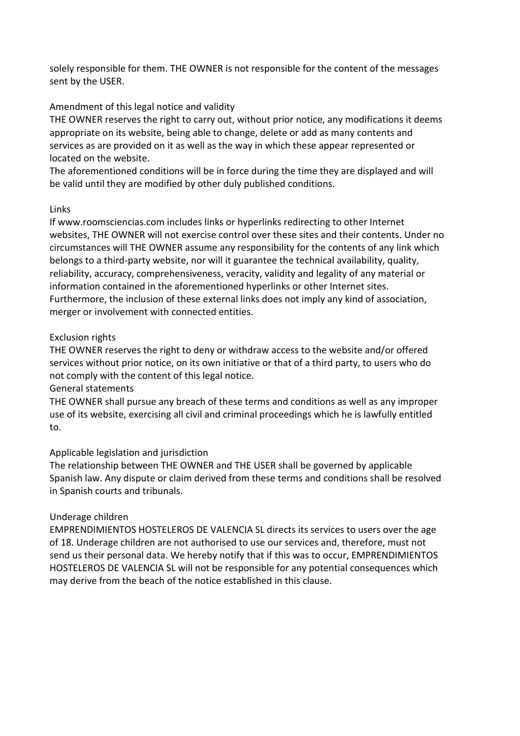solely responsible for them. THE OWNER is not responsible for the content of the messages sent by the USER.

## Amendment of this legal notice and validity

THE OWNER reserves the right to carry out, without prior notice, any modifications it deems appropriate on its website, being able to change, delete or add as many contents and services as are provided on it as well as the way in which these appear represented or located on the website.

The aforementioned conditions will be in force during the time they are displayed and will be valid until they are modified by other duly published conditions.

## Links

If www.roomsciencias.com includes links or hyperlinks redirecting to other Internet websites, THE OWNER will not exercise control over these sites and their contents. Under no circumstances will THE OWNER assume any responsibility for the contents of any link which belongs to a third-party website, nor will it guarantee the technical availability, quality, reliability, accuracy, comprehensiveness, veracity, validity and legality of any material or information contained in the aforementioned hyperlinks or other Internet sites. Furthermore, the inclusion of these external links does not imply any kind of association, merger or involvement with connected entities.

## Exclusion rights

THE OWNER reserves the right to deny or withdraw access to the website and/or offered services without prior notice, on its own initiative or that of a third party, to users who do not comply with the content of this legal notice.

## General statements

THE OWNER shall pursue any breach of these terms and conditions as well as any improper use of its website, exercising all civil and criminal proceedings which he is lawfully entitled to.

## Applicable legislation and jurisdiction

The relationship between THE OWNER and THE USER shall be governed by applicable Spanish law. Any dispute or claim derived from these terms and conditions shall be resolved in Spanish courts and tribunals.

## Underage children

EMPRENDIMIENTOS HOSTELEROS DE VALENCIA SL directs its services to users over the age of 18. Underage children are not authorised to use our services and, therefore, must not send us their personal data. We hereby notify that if this was to occur, EMPRENDIMIENTOS HOSTELEROS DE VALENCIA SL will not be responsible for any potential consequences which may derive from the beach of the notice established in this clause.